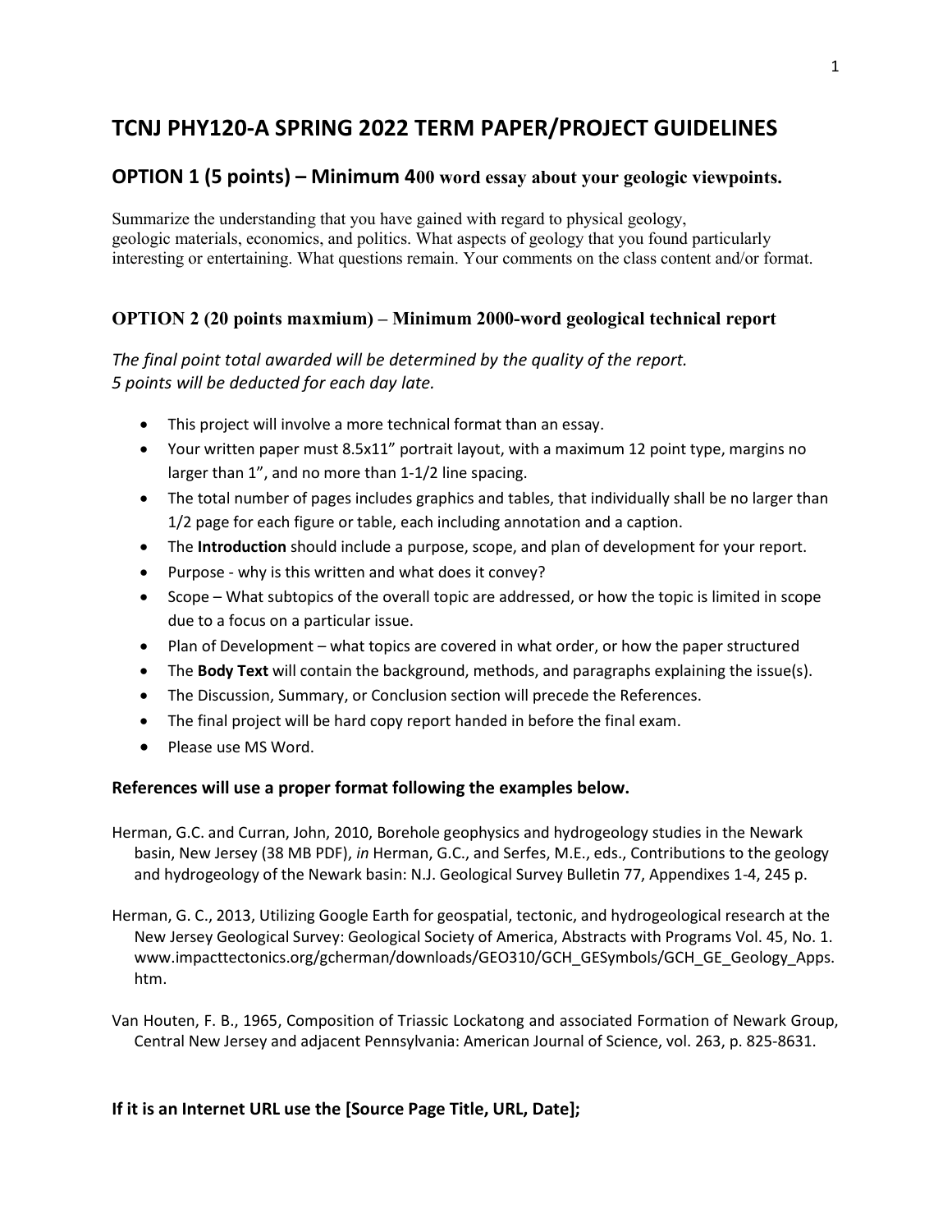# TCNJ PHY120-A SPRING 2022 TERM PAPER/PROJECT GUIDELINES

## OPTION 1 (5 points) – Minimum 400 word essay about your geologic viewpoints.

Summarize the understanding that you have gained with regard to physical geology, geologic materials, economics, and politics. What aspects of geology that you found particularly interesting or entertaining. What questions remain. Your comments on the class content and/or format.

### OPTION 2 (20 points maxmium) – Minimum 2000-word geological technical report

*The final point total awarded will be determined by the quality of the report.*
*5 points will be deducted for each day late.*

- This project will involve a more technical format than an essay.
- Your written paper must 8.5x11" portrait layout, with a maximum 12 point type, margins no larger than 1", and no more than 1-1/2 line spacing.
- The total number of pages includes graphics and tables, that individually shall be no larger than 1/2 page for each figure or table, each including annotation and a caption.
- The **Introduction** should include a purpose, scope, and plan of development for your report.
- Purpose - why is this written and what does it convey?
- Scope – What subtopics of the overall topic are addressed, or how the topic is limited in scope due to a focus on a particular issue.
- Plan of Development – what topics are covered in what order, or how the paper structured
- The **Body Text** will contain the background, methods, and paragraphs explaining the issue(s).
- The Discussion, Summary, or Conclusion section will precede the References.
- The final project will be hard copy report handed in before the final exam.
- Please use MS Word.

#### References will use a proper format following the examples below.

Herman, G.C. and Curran, John, 2010, Borehole geophysics and hydrogeology studies in the Newark basin, New Jersey (38 MB PDF), *in* Herman, G.C., and Serfes, M.E., eds., Contributions to the geology and hydrogeology of the Newark basin: N.J. Geological Survey Bulletin 77, Appendixes 1-4, 245 p.

Herman, G. C., 2013, Utilizing Google Earth for geospatial, tectonic, and hydrogeological research at the New Jersey Geological Survey: Geological Society of America, Abstracts with Programs Vol. 45, No. 1. www.impacttectonics.org/gcherman/downloads/GEO310/GCH_GESymbols/GCH_GE_Geology_Apps.htm.

Van Houten, F. B., 1965, Composition of Triassic Lockatong and associated Formation of Newark Group, Central New Jersey and adjacent Pennsylvania: American Journal of Science, vol. 263, p. 825-8631.

#### If it is an Internet URL use the [Source Page Title, URL, Date];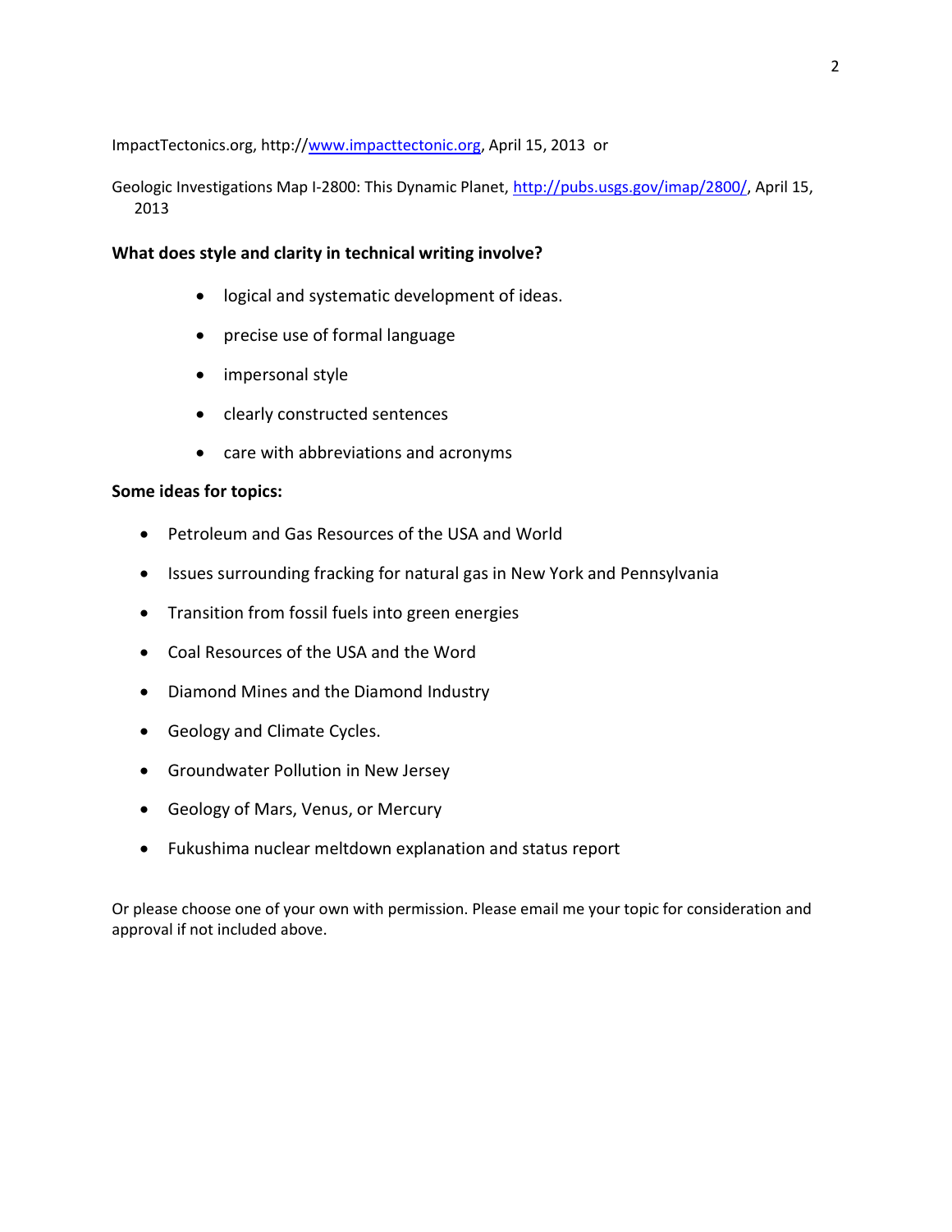ImpactTectonics.org, http://www.impacttectonic.org, April 15, 2013 or

Geologic Investigations Map I-2800: This Dynamic Planet, http://pubs.usgs.gov/imap/2800/, April 15, 2013

**What does style and clarity in technical writing involve?**

- logical and systematic development of ideas.
- precise use of formal language
- impersonal style
- clearly constructed sentences
- care with abbreviations and acronyms

**Some ideas for topics:**

- Petroleum and Gas Resources of the USA and World
- Issues surrounding fracking for natural gas in New York and Pennsylvania
- Transition from fossil fuels into green energies
- Coal Resources of the USA and the Word
- Diamond Mines and the Diamond Industry
- Geology and Climate Cycles.
- Groundwater Pollution in New Jersey
- Geology of Mars, Venus, or Mercury
- Fukushima nuclear meltdown explanation and status report

Or please choose one of your own with permission. Please email me your topic for consideration and approval if not included above.